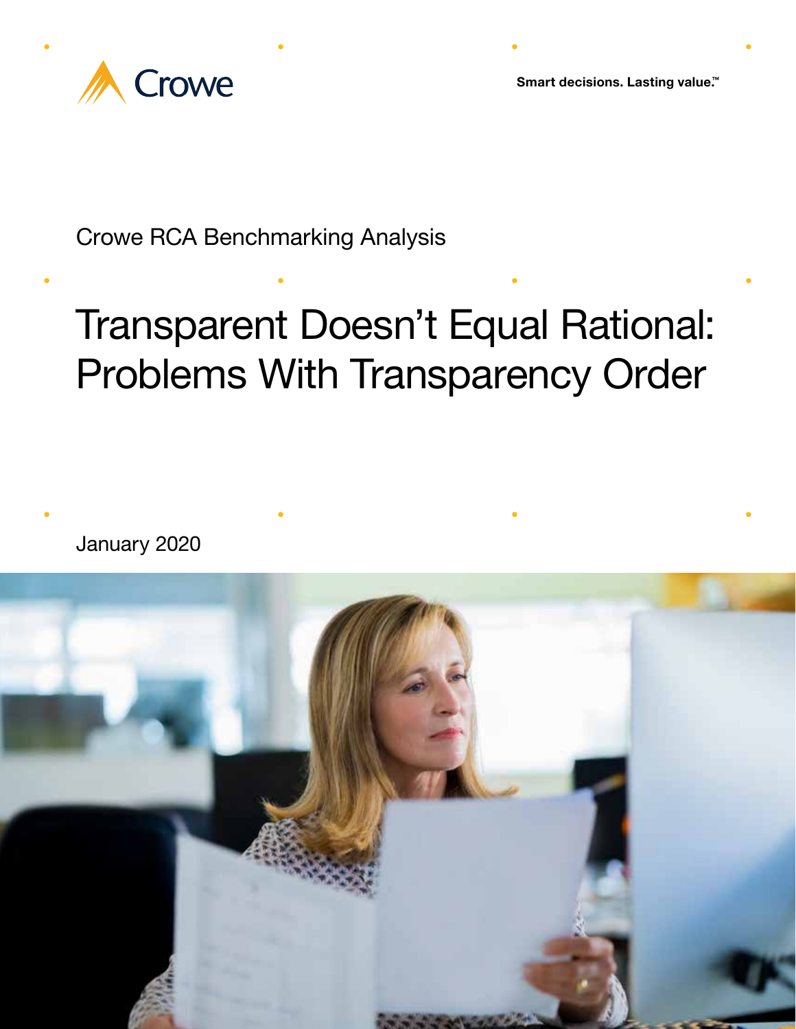Crowe

Smart decisions. Lasting value.™

Crowe RCA Benchmarking Analysis

# Transparent Doesn't Equal Rational: Problems With Transparency Order

January 2020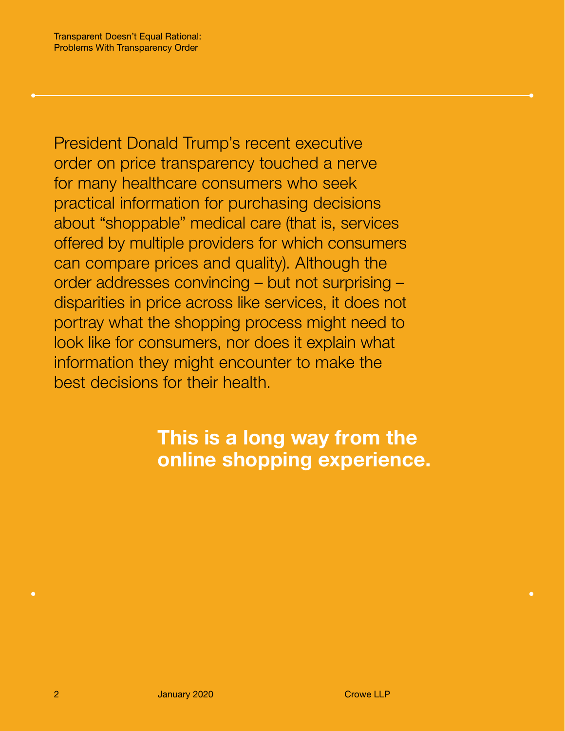President Donald Trump's recent executive order on price transparency touched a nerve for many healthcare consumers who seek practical information for purchasing decisions about "shoppable" medical care (that is, services offered by multiple providers for which consumers can compare prices and quality). Although the order addresses convincing – but not surprising – disparities in price across like services, it does not portray what the shopping process might need to look like for consumers, nor does it explain what information they might encounter to make the best decisions for their health.

**This is a long way from the online shopping experience.**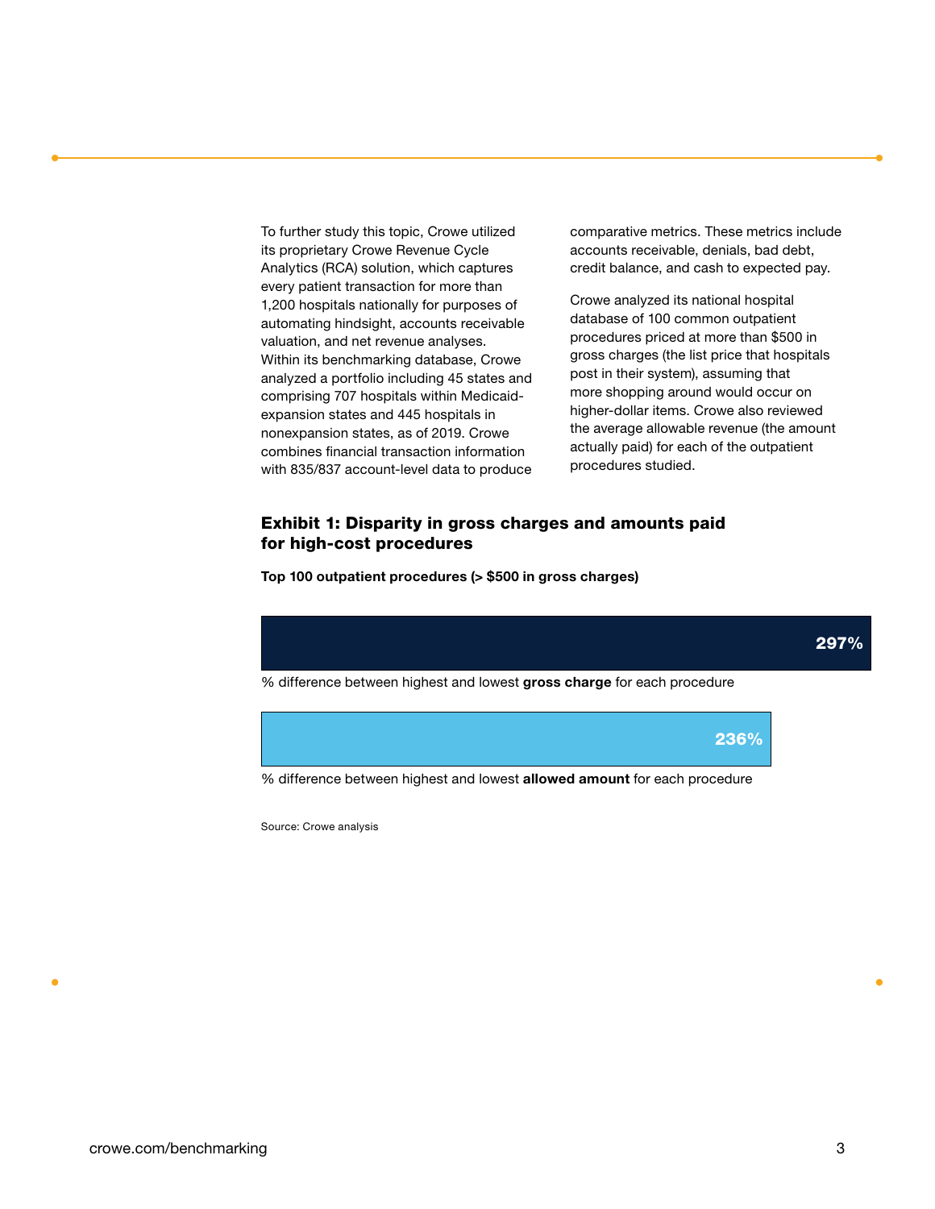To further study this topic, Crowe utilized its proprietary Crowe Revenue Cycle Analytics (RCA) solution, which captures every patient transaction for more than 1,200 hospitals nationally for purposes of automating hindsight, accounts receivable valuation, and net revenue analyses. Within its benchmarking database, Crowe analyzed a portfolio including 45 states and comprising 707 hospitals within Medicaid-expansion states and 445 hospitals in nonexpansion states, as of 2019. Crowe combines financial transaction information with 835/837 account-level data to produce comparative metrics. These metrics include accounts receivable, denials, bad debt, credit balance, and cash to expected pay.

Crowe analyzed its national hospital database of 100 common outpatient procedures priced at more than $500 in gross charges (the list price that hospitals post in their system), assuming that more shopping around would occur on higher-dollar items. Crowe also reviewed the average allowable revenue (the amount actually paid) for each of the outpatient procedures studied.

### Exhibit 1: Disparity in gross charges and amounts paid for high-cost procedures

**Top 100 outpatient procedures (> $500 in gross charges)**

| Measure | Value |
| --- | --- |
| % difference between highest and lowest **gross charge** for each procedure | 297% |
| % difference between highest and lowest **allowed amount** for each procedure | 236% |

Source: Crowe analysis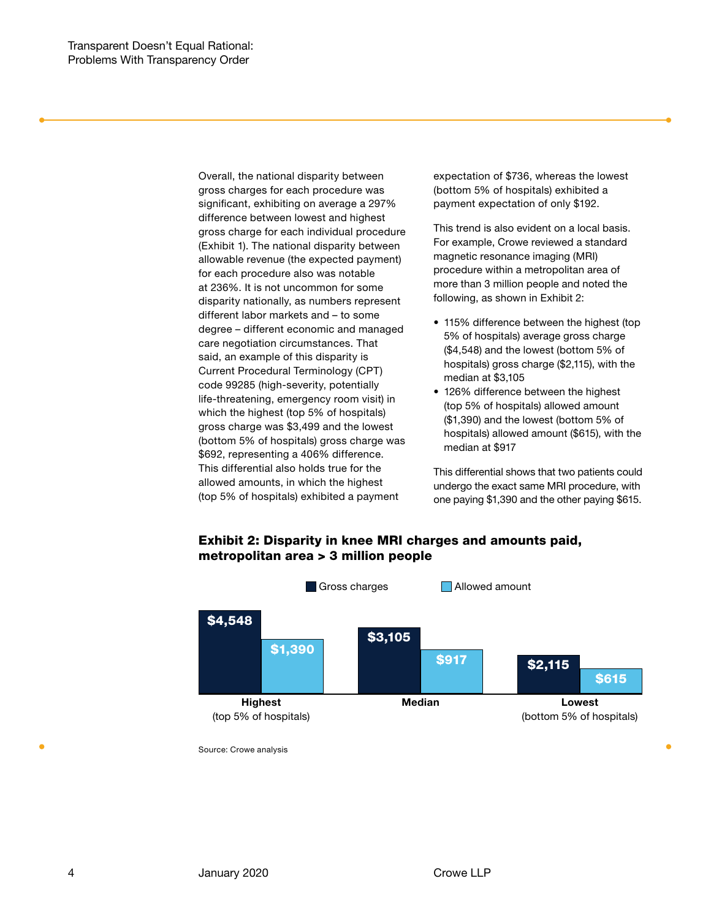Overall, the national disparity between gross charges for each procedure was significant, exhibiting on average a 297% difference between lowest and highest gross charge for each individual procedure (Exhibit 1). The national disparity between allowable revenue (the expected payment) for each procedure also was notable at 236%. It is not uncommon for some disparity nationally, as numbers represent different labor markets and – to some degree – different economic and managed care negotiation circumstances. That said, an example of this disparity is Current Procedural Terminology (CPT) code 99285 (high-severity, potentially life-threatening, emergency room visit) in which the highest (top 5% of hospitals) gross charge was $3,499 and the lowest (bottom 5% of hospitals) gross charge was $692, representing a 406% difference. This differential also holds true for the allowed amounts, in which the highest (top 5% of hospitals) exhibited a payment expectation of $736, whereas the lowest (bottom 5% of hospitals) exhibited a payment expectation of only $192.

This trend is also evident on a local basis. For example, Crowe reviewed a standard magnetic resonance imaging (MRI) procedure within a metropolitan area of more than 3 million people and noted the following, as shown in Exhibit 2:

- 115% difference between the highest (top 5% of hospitals) average gross charge ($4,548) and the lowest (bottom 5% of hospitals) gross charge ($2,115), with the median at $3,105
- 126% difference between the highest (top 5% of hospitals) allowed amount ($1,390) and the lowest (bottom 5% of hospitals) allowed amount ($615), with the median at $917

This differential shows that two patients could undergo the exact same MRI procedure, with one paying $1,390 and the other paying $615.

**Exhibit 2: Disparity in knee MRI charges and amounts paid, metropolitan area > 3 million people**

| | Gross charges | Allowed amount |
|---|---|---|
| Highest (top 5% of hospitals) | $4,548 | $1,390 |
| Median | $3,105 | $917 |
| Lowest (bottom 5% of hospitals) | $2,115 | $615 |

Source: Crowe analysis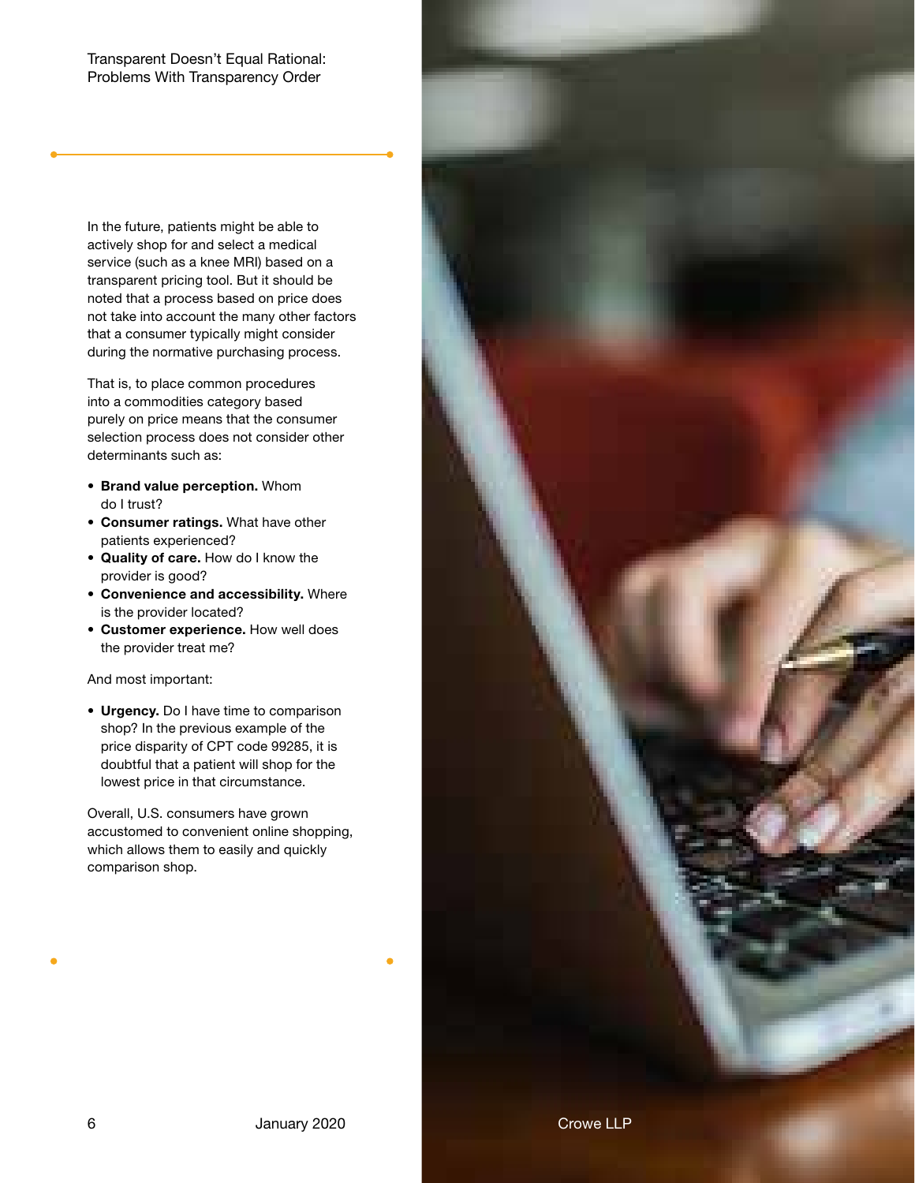## Transparent Doesn't Equal Rational: Problems With Transparency Order

In the future, patients might be able to actively shop for and select a medical service (such as a knee MRI) based on a transparent pricing tool. But it should be noted that a process based on price does not take into account the many other factors that a consumer typically might consider during the normative purchasing process.

That is, to place common procedures into a commodities category based purely on price means that the consumer selection process does not consider other determinants such as:

- **Brand value perception.** Whom do I trust?
- **Consumer ratings.** What have other patients experienced?
- **Quality of care.** How do I know the provider is good?
- **Convenience and accessibility.** Where is the provider located?
- **Customer experience.** How well does the provider treat me?

And most important:

- **Urgency.** Do I have time to comparison shop? In the previous example of the price disparity of CPT code 99285, it is doubtful that a patient will shop for the lowest price in that circumstance.

Overall, U.S. consumers have grown accustomed to convenient online shopping, which allows them to easily and quickly comparison shop.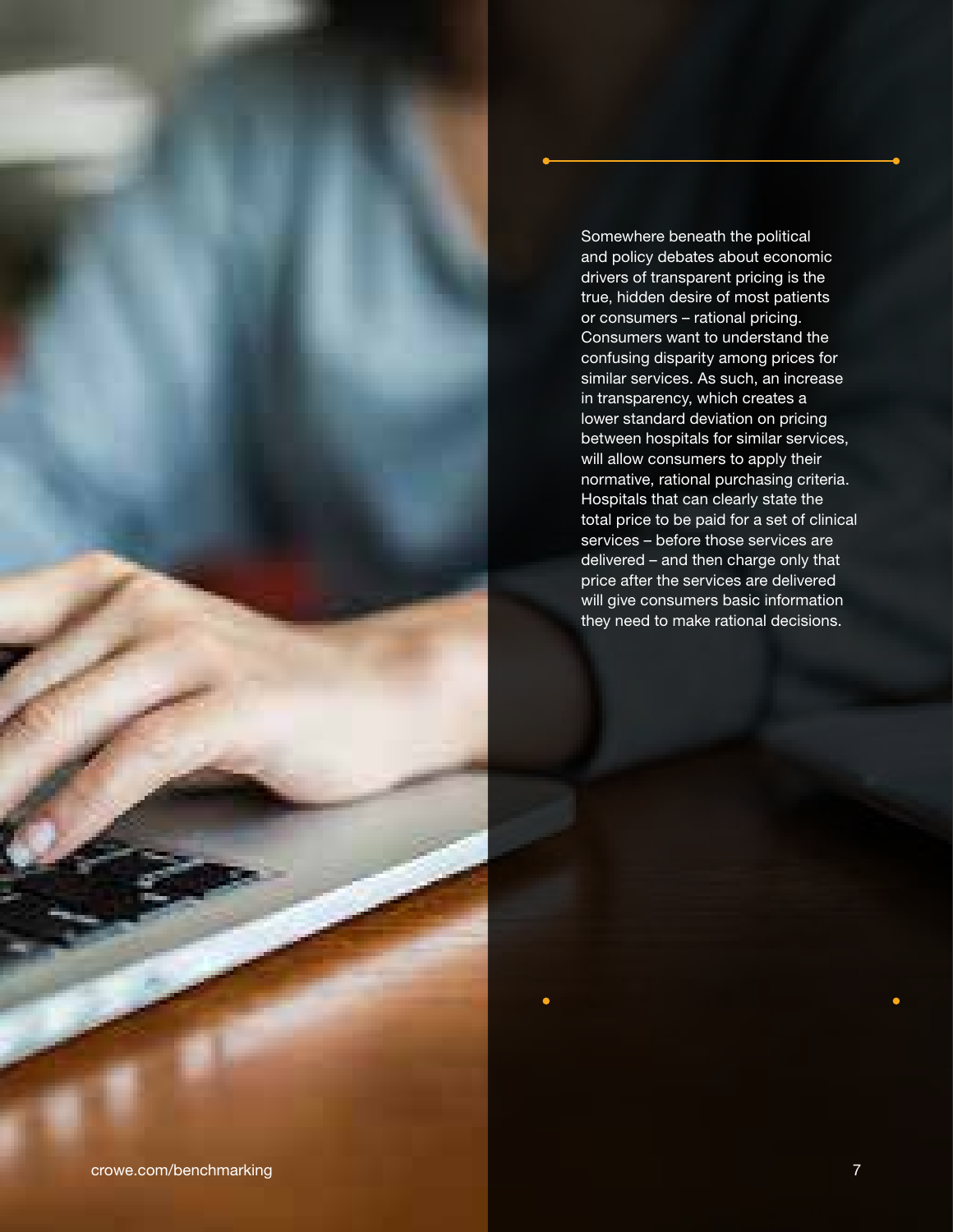Somewhere beneath the political and policy debates about economic drivers of transparent pricing is the true, hidden desire of most patients or consumers – rational pricing. Consumers want to understand the confusing disparity among prices for similar services. As such, an increase in transparency, which creates a lower standard deviation on pricing between hospitals for similar services, will allow consumers to apply their normative, rational purchasing criteria. Hospitals that can clearly state the total price to be paid for a set of clinical services – before those services are delivered – and then charge only that price after the services are delivered will give consumers basic information they need to make rational decisions.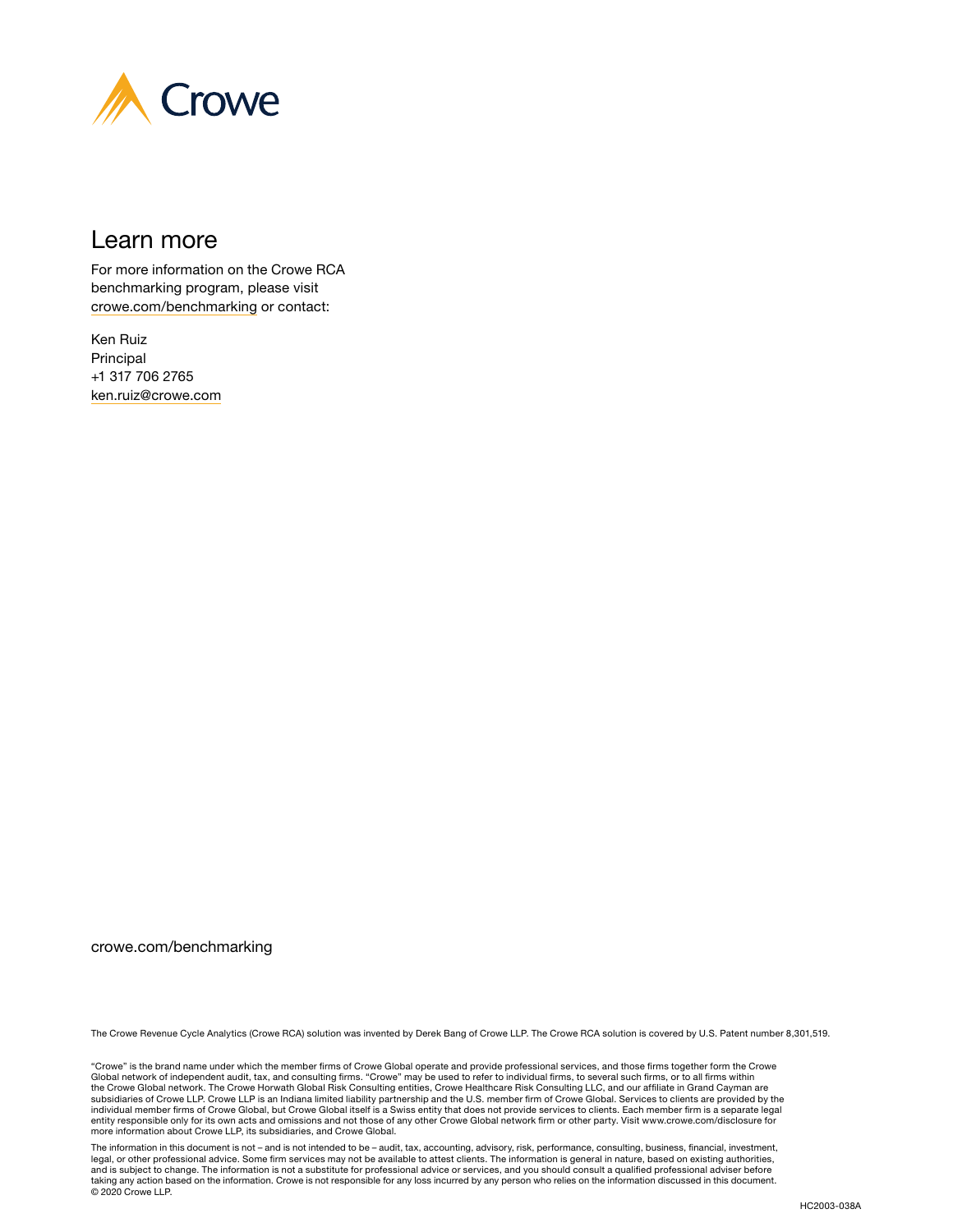Crowe

## Learn more

For more information on the Crowe RCA benchmarking program, please visit crowe.com/benchmarking or contact:

Ken Ruiz
Principal
+1 317 706 2765
ken.ruiz@crowe.com

crowe.com/benchmarking

The Crowe Revenue Cycle Analytics (Crowe RCA) solution was invented by Derek Bang of Crowe LLP. The Crowe RCA solution is covered by U.S. Patent number 8,301,519.

"Crowe" is the brand name under which the member firms of Crowe Global operate and provide professional services, and those firms together form the Crowe Global network of independent audit, tax, and consulting firms. "Crowe" may be used to refer to individual firms, to several such firms, or to all firms within the Crowe Global network. The Crowe Horwath Global Risk Consulting entities, Crowe Healthcare Risk Consulting LLC, and our affiliate in Grand Cayman are subsidiaries of Crowe LLP. Crowe LLP is an Indiana limited liability partnership and the U.S. member firm of Crowe Global. Services to clients are provided by the individual member firms of Crowe Global, but Crowe Global itself is a Swiss entity that does not provide services to clients. Each member firm is a separate legal entity responsible only for its own acts and omissions and not those of any other Crowe Global network firm or other party. Visit www.crowe.com/disclosure for more information about Crowe LLP, its subsidiaries, and Crowe Global.

The information in this document is not – and is not intended to be – audit, tax, accounting, advisory, risk, performance, consulting, business, financial, investment, legal, or other professional advice. Some firm services may not be available to attest clients. The information is general in nature, based on existing authorities, and is subject to change. The information is not a substitute for professional advice or services, and you should consult a qualified professional adviser before taking any action based on the information. Crowe is not responsible for any loss incurred by any person who relies on the information discussed in this document. © 2020 Crowe LLP.

HC2003-038A